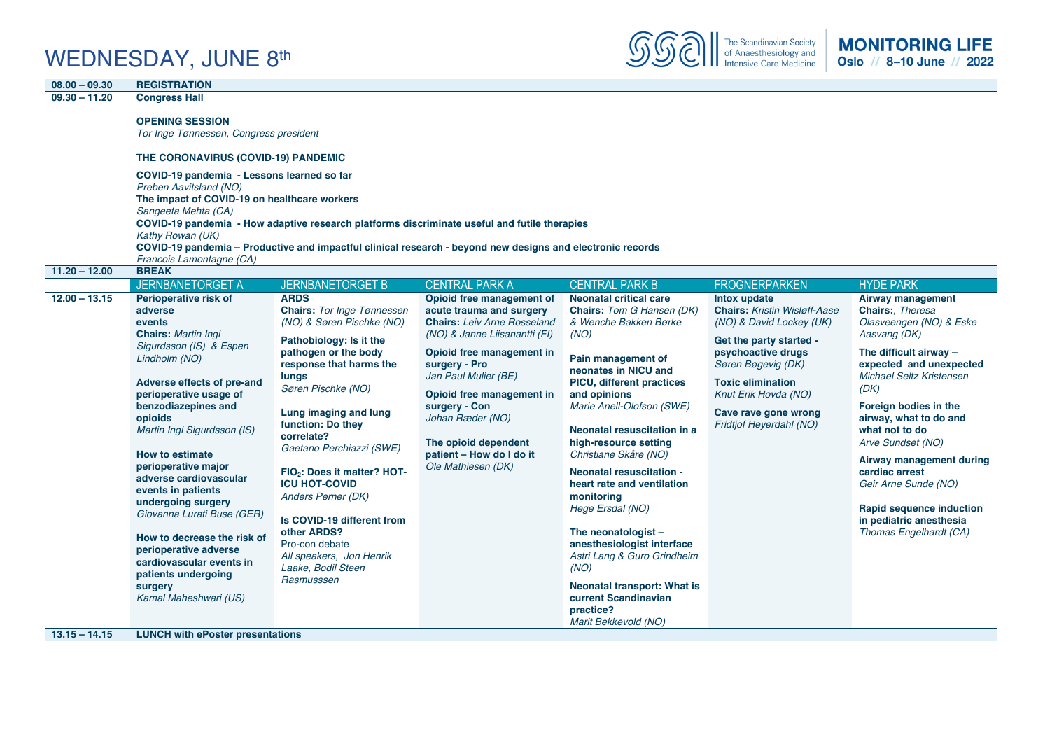# WEDNESDAY, JUNE 8th

The Scandinavian Society of Anaesthesiology and Intensive Care Medicine

**MONITORING LIFE**
**Oslo // 8–10 June // 2022**

**08.00 – 09.30** **REGISTRATION**

**09.30 – 11.20** **Congress Hall**

**OPENING SESSION**
*Tor Inge Tønnessen, Congress president*

**THE CORONAVIRUS (COVID-19) PANDEMIC**

**COVID-19 pandemic - Lessons learned so far**
*Preben Aavitsland (NO)*

**The impact of COVID-19 on healthcare workers**
*Sangeeta Mehta (CA)*

**COVID-19 pandemic - How adaptive research platforms discriminate useful and futile therapies**
*Kathy Rowan (UK)*

**COVID-19 pandemic – Productive and impactful clinical research - beyond new designs and electronic records**
*Francois Lamontagne (CA)*

**11.20 – 12.00** **BREAK**

| | JERNBANETORGET A | JERNBANETORGET B | CENTRAL PARK A | CENTRAL PARK B | FROGNERPARKEN | HYDE PARK |
|---|---|---|---|---|---|---|
| **12.00 – 13.15** | **Perioperative risk of adverse events**<br>**Chairs:** *Martin Ingi Sigurdsson (IS) & Espen Lindholm (NO)*<br><br>**Adverse effects of pre-and perioperative usage of benzodiazepines and opioids**<br>*Martin Ingi Sigurdsson (IS)*<br><br>**How to estimate perioperative major adverse cardiovascular events in patients undergoing surgery**<br>*Giovanna Lurati Buse (GER)*<br><br>**How to decrease the risk of perioperative adverse cardiovascular events in patients undergoing surgery**<br>*Kamal Maheshwari (US)* | **ARDS**<br>**Chairs:** *Tor Inge Tønnessen (NO) & Søren Pischke (NO)*<br><br>**Pathobiology: Is it the pathogen or the body response that harms the lungs**<br>*Søren Pischke (NO)*<br><br>**Lung imaging and lung function: Do they correlate?**<br>*Gaetano Perchiazzi (SWE)*<br><br>**$FIO_2$: Does it matter? HOT-ICU HOT-COVID**<br>*Anders Perner (DK)*<br><br>**Is COVID-19 different from other ARDS?**<br>Pro-con debate<br>*All speakers, Jon Henrik Laake, Bodil Steen Rasmusssen* | **Opioid free management of acute trauma and surgery**<br>**Chairs:** *Leiv Arne Rosseland (NO) & Janne Liisanantti (FI)*<br><br>**Opioid free management in surgery - Pro**<br>*Jan Paul Mulier (BE)*<br><br>**Opioid free management in surgery - Con**<br>*Johan Ræder (NO)*<br><br>**The opioid dependent patient – How do I do it**<br>*Ole Mathiesen (DK)* | **Neonatal critical care**<br>**Chairs:** *Tom G Hansen (DK) & Wenche Bakken Børke (NO)*<br><br>**Pain management of neonates in NICU and PICU, different practices and opinions**<br>*Marie Anell-Olofson (SWE)*<br><br>**Neonatal resuscitation in a high-resource setting**<br>*Christiane Skåre (NO)*<br><br>**Neonatal resuscitation - heart rate and ventilation monitoring**<br>*Hege Ersdal (NO)*<br><br>**The neonatologist – anesthesiologist interface**<br>*Astri Lang & Guro Grindheim (NO)*<br><br>**Neonatal transport: What is current Scandinavian practice?**<br>*Marit Bekkevold (NO)* | **Intox update**<br>**Chairs:** *Kristin Wisløff-Aase (NO) & David Lockey (UK)*<br><br>**Get the party started - psychoactive drugs**<br>*Søren Bøgevig (DK)*<br><br>**Toxic elimination**<br>*Knut Erik Hovda (NO)*<br><br>**Cave rave gone wrong**<br>*Fridtjof Heyerdahl (NO)* | **Airway management**<br>**Chairs:**, *Theresa Olasveengen (NO) & Eske Aasvang (DK)*<br><br>**The difficult airway – expected and unexpected**<br>*Michael Seltz Kristensen (DK)*<br><br>**Foreign bodies in the airway, what to do and what not to do**<br>*Arve Sundset (NO)*<br><br>**Airway management during cardiac arrest**<br>*Geir Arne Sunde (NO)*<br><br>**Rapid sequence induction in pediatric anesthesia**<br>*Thomas Engelhardt (CA)* |

**13.15 – 14.15** **LUNCH with ePoster presentations**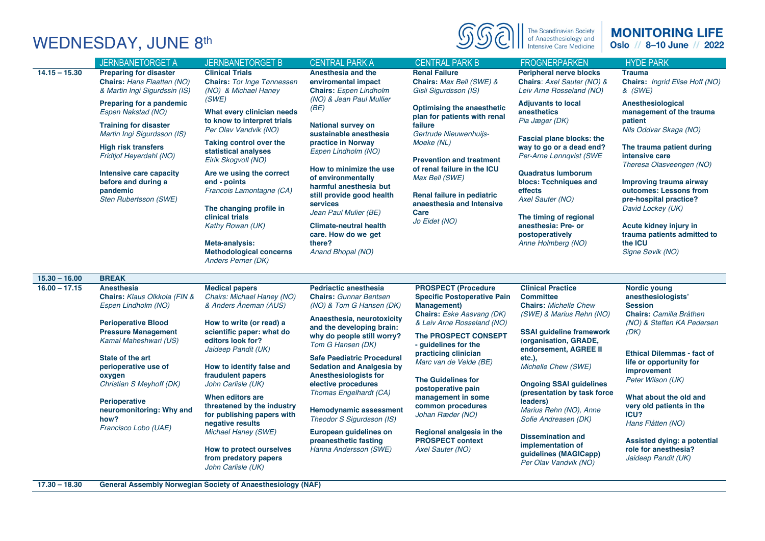# WEDNESDAY, JUNE 8th

| | JERNBANETORGET A | JERNBANETORGET B | CENTRAL PARK A | CENTRAL PARK B | FROGNERPARKEN | HYDE PARK |
|---|---|---|---|---|---|---|
| **14.15 – 15.30** | **Preparing for disaster**<br>**Chairs:** *Hans Flaatten (NO) & Martin Ingi Sigurdssin (IS)*<br><br>**Preparing for a pandemic**<br>*Espen Nakstad (NO)*<br><br>**Training for disaster**<br>*Martin Ingi Sigurdsson (IS)*<br><br>**High risk transfers**<br>*Fridtjof Heyerdahl (NO)*<br><br>**Intensive care capacity before and during a pandemic**<br>*Sten Rubertsson (SWE)* | **Clinical Trials**<br>**Chairs:** *Tor Inge Tønnessen (NO) & Michael Haney (SWE)*<br><br>**What every clinician needs to know to interpret trials**<br>*Per Olav Vandvik (NO)*<br><br>**Taking control over the statistical analyses**<br>*Eirik Skogvoll (NO)*<br><br>**Are we using the correct end - points**<br>*Francois Lamontagne (CA)*<br><br>**The changing profile in clinical trials**<br>*Kathy Rowan (UK)*<br><br>**Meta-analysis: Methodological concerns**<br>*Anders Perner (DK)* | **Anesthesia and the enviromental impact**<br>**Chairs:** *Espen Lindholm (NO) & Jean Paul Mullier (BE)*<br><br>**National survey on sustainable anesthesia practice in Norway**<br>*Espen Lindholm (NO)*<br><br>**How to minimize the use of environmentally harmful anesthesia but still provide good health services**<br>*Jean Paul Mulier (BE)*<br><br>**Climate-neutral health care. How do we get there?**<br>*Anand Bhopal (NO)* | **Renal Failure**<br>**Chairs:** *Max Bell (SWE) & Gisli Sigurdsson (IS)*<br><br>**Optimising the anaesthetic plan for patients with renal failure**<br>*Gertrude Nieuwenhuijs-Moeke (NL)*<br><br>**Prevention and treatment of renal failure in the ICU**<br>*Max Bell (SWE)*<br><br>**Renal failure in pediatric anaesthesia and Intensive Care**<br>*Jo Eidet (NO)* | **Peripheral nerve blocks**<br>**Chairs**: *Axel Sauter (NO) & Leiv Arne Rosseland (NO)*<br><br>**Adjuvants to local anesthetics**<br>*Pia Jæger (DK)*<br><br>**Fascial plane blocks: the way to go or a dead end?**<br>*Per-Arne Lønnqvist (SWE*<br><br>**Quadratus lumborum blocs: Tcchniques and effects**<br>*Axel Sauter (NO)*<br><br>**The timing of regional anesthesia: Pre- or postoperatively**<br>*Anne Holmberg (NO)* | **Trauma**<br>**Chairs:** *Ingrid Elise Hoff (NO) & (SWE)*<br><br>**Anesthesiological management of the trauma patient**<br>*Nils Oddvar Skaga (NO)*<br><br>**The trauma patient during intensive care**<br>*Theresa Olasveengen (NO)*<br><br>**Improving trauma airway outcomes: Lessons from pre-hospital practice?**<br>*David Lockey (UK)*<br><br>**Acute kidney injury in trauma patients admitted to the ICU**<br>*Signe Søvik (NO)* |
| **15.30 – 16.00** | **BREAK** | | | | | |
| **16.00 – 17.15** | **Anesthesia**<br>**Chairs:** *Klaus Olkkola (FIN & Espen Lindholm (NO)*<br><br>**Perioperative Blood Pressure Management**<br>*Kamal Maheshwari (US)*<br><br>**State of the art perioperative use of oxygen**<br>*Christian S Meyhoff (DK)*<br><br>**Perioperative neuromonitoring: Why and how?**<br>*Francisco Lobo (UAE)* | **Medical papers**<br>*Chairs: Michael Haney (NO) & Anders Åneman (AUS)*<br><br>**How to write (or read) a scientific paper: what do editors look for?**<br>*Jaideep Pandit (UK)*<br><br>**How to identify false and fraudulent papers**<br>*John Carlisle (UK)*<br><br>**When editors are threatened by the industry for publishing papers with negative results**<br>*Michael Haney (SWE)*<br><br>**How to protect ourselves from predatory papers**<br>*John Carlisle (UK)* | **Pedriactic anesthesia**<br>**Chairs:** *Gunnar Bentsen (NO) & Tom G Hansen (DK)*<br><br>**Anaesthesia, neurotoxicity and the developing brain: why do people still worry?**<br>*Tom G Hansen (DK)*<br><br>**Safe Paediatric Procedural Sedation and Analgesia by Anesthesiologists for elective procedures**<br>*Thomas Engelhardt (CA)*<br><br>**Hemodynamic assessment**<br>*Theodor S Sigurdsson (IS)*<br><br>**European guidelines on preanesthetic fasting**<br>*Hanna Andersson (SWE)* | **PROSPECT (Procedure Specific Postoperative Pain Management)**<br>**Chairs:** *Eske Aasvang (DK) & Leiv Arne Rosseland (NO)*<br><br>**The PROSPECT CONSEPT - guidelines for the practicing clinician**<br>*Marc van de Velde (BE)*<br><br>**The Guidelines for postoperative pain management in some common procedures**<br>*Johan Ræder (NO)*<br><br>**Regional analgesia in the PROSPECT context**<br>*Axel Sauter (NO)* | **Clinical Practice Committee**<br>**Chairs:** *Michelle Chew (SWE) & Marius Rehn (NO)*<br><br>**SSAI guideline framework (organisation, GRADE, endorsement, AGREE II etc.),**<br>*Michelle Chew (SWE)*<br><br>**Ongoing SSAI guidelines (presentation by task force leaders)**<br>*Marius Rehn (NO), Anne Sofie Andreasen (DK)*<br><br>**Dissemination and implementation of guidelines (MAGICapp)**<br>*Per Olav Vandvik (NO)* | **Nordic young anesthesiologists' Session**<br>**Chairs:** *Camilla Bråthen (NO) & Steffen KA Pedersen (DK)*<br><br>**Ethical Dilemmas - fact of life or opportunity for improvement**<br>*Peter Wilson (UK)*<br><br>**What about the old and very old patients in the ICU?**<br>*Hans Flåtten (NO)*<br><br>**Assisted dying: a potential role for anesthesia?**<br>*Jaideep Pandit (UK)* |
| **17.30 – 18.30** | **General Assembly Norwegian Society of Anaesthesiology (NAF)** | | | | | |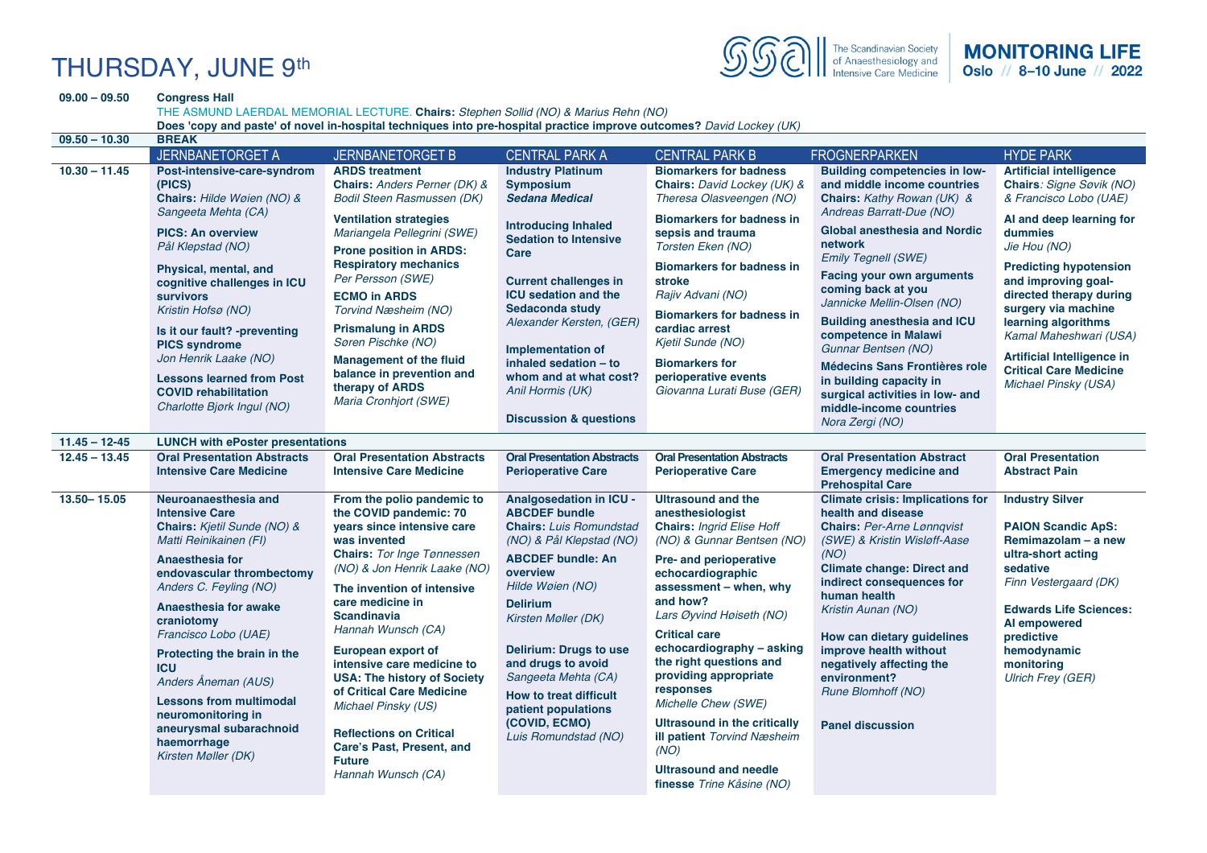# THURSDAY, JUNE 9th

**09.00 – 09.50** **Congress Hall**

THE ASMUND LAERDAL MEMORIAL LECTURE. **Chairs:** *Stephen Sollid (NO) & Marius Rehn (NO)*

**Does 'copy and paste' of novel in-hospital techniques into pre-hospital practice improve outcomes?** *David Lockey (UK)*

**09.50 – 10.30** **BREAK**

| | JERNBANETORGET A | JERNBANETORGET B | CENTRAL PARK A | CENTRAL PARK B | FROGNERPARKEN | HYDE PARK |
|---|---|---|---|---|---|---|
| **10.30 – 11.45** | **Post-intensive-care-syndrom (PICS)**<br>**Chairs:** *Hilde Wøien (NO) & Sangeeta Mehta (CA)*<br><br>**PICS: An overview**<br>*Pål Klepstad (NO)*<br><br>**Physical, mental, and cognitive challenges in ICU survivors**<br>*Kristin Hofsø (NO)*<br><br>**Is it our fault? -preventing PICS syndrome**<br>*Jon Henrik Laake (NO)*<br><br>**Lessons learned from Post COVID rehabilitation**<br>*Charlotte Bjørk Ingul (NO)* | **ARDS treatment**<br>**Chairs:** *Anders Perner (DK) & Bodil Steen Rasmussen (DK)*<br><br>**Ventilation strategies**<br>*Mariangela Pellegrini (SWE)*<br><br>**Prone position in ARDS: Respiratory mechanics**<br>*Per Persson (SWE)*<br><br>**ECMO in ARDS**<br>*Torvind Næsheim (NO)*<br><br>**Prismalung in ARDS**<br>*Søren Pischke (NO)*<br><br>**Management of the fluid balance in prevention and therapy of ARDS**<br>*Maria Cronhjort (SWE)* | **Industry Platinum Symposium**<br>***Sedana Medical***<br><br>**Introducing Inhaled Sedation to Intensive Care**<br><br>**Current challenges in ICU sedation and the Sedaconda study**<br>*Alexander Kersten, (GER)*<br><br>**Implementation of inhaled sedation – to whom and at what cost?**<br>*Anil Hormis (UK)*<br><br>**Discussion & questions** | **Biomarkers for badness**<br>**Chairs:** *David Lockey (UK) & Theresa Olasveengen (NO)*<br><br>**Biomarkers for badness in sepsis and trauma**<br>*Torsten Eken (NO)*<br><br>**Biomarkers for badness in stroke**<br>*Rajiv Advani (NO)*<br><br>**Biomarkers for badness in cardiac arrest**<br>*Kjetil Sunde (NO)*<br><br>**Biomarkers for perioperative events**<br>*Giovanna Lurati Buse (GER)* | **Building competencies in low- and middle income countries**<br>**Chairs:** *Kathy Rowan (UK) & Andreas Barratt-Due (NO)*<br><br>**Global anesthesia and Nordic network**<br>*Emily Tegnell (SWE)*<br><br>**Facing your own arguments coming back at you**<br>*Jannicke Mellin-Olsen (NO)*<br><br>**Building anesthesia and ICU competence in Malawi**<br>*Gunnar Bentsen (NO)*<br><br>**Médecins Sans Frontières role in building capacity in surgical activities in low- and middle-income countries**<br>*Nora Zergi (NO)* | **Artificial intelligence**<br>**Chairs**: *Signe Søvik (NO) & Francisco Lobo (UAE)*<br><br>**AI and deep learning for dummies**<br>*Jie Hou (NO)*<br><br>**Predicting hypotension and improving goal-directed therapy during surgery via machine learning algorithms**<br>*Kamal Maheshwari (USA)*<br><br>**Artificial Intelligence in Critical Care Medicine**<br>*Michael Pinsky (USA)* |
| **11.45 – 12-45** | **LUNCH with ePoster presentations** | | | | | |
| **12.45 – 13.45** | **Oral Presentation Abstracts Intensive Care Medicine** | **Oral Presentation Abstracts Intensive Care Medicine** | **Oral Presentation Abstracts Perioperative Care** | **Oral Presentation Abstracts Perioperative Care** | **Oral Presentation Abstract Emergency medicine and Prehospital Care** | **Oral Presentation Abstract Pain** |
| **13.50– 15.05** | **Neuroanaesthesia and Intensive Care**<br>**Chairs:** *Kjetil Sunde (NO) & Matti Reinikainen (FI)*<br><br>**Anaesthesia for endovascular thrombectomy**<br>*Anders C. Feyling (NO)*<br><br>**Anaesthesia for awake craniotomy**<br>*Francisco Lobo (UAE)*<br><br>**Protecting the brain in the ICU**<br>*Anders Åneman (AUS)*<br><br>**Lessons from multimodal neuromonitoring in aneurysmal subarachnoid haemorrhage**<br>*Kirsten Møller (DK)* | **From the polio pandemic to the COVID pandemic: 70 years since intensive care was invented**<br>**Chairs:** *Tor Inge Tønnessen (NO) & Jon Henrik Laake (NO)*<br><br>**The invention of intensive care medicine in Scandinavia**<br>*Hannah Wunsch (CA)*<br><br>**European export of intensive care medicine to USA: The history of Society of Critical Care Medicine**<br>*Michael Pinsky (US)*<br><br>**Reflections on Critical Care's Past, Present, and Future**<br>*Hannah Wunsch (CA)* | **Analgosedation in ICU - ABCDEF bundle**<br>**Chairs:** *Luis Romundstad (NO) & Pål Klepstad (NO)*<br><br>**ABCDEF bundle: An overview**<br>*Hilde Wøien (NO)*<br><br>**Delirium**<br>*Kirsten Møller (DK)*<br><br>**Delirium: Drugs to use and drugs to avoid**<br>*Sangeeta Mehta (CA)*<br><br>**How to treat difficult patient populations (COVID, ECMO)**<br>*Luis Romundstad (NO)* | **Ultrasound and the anesthesiologist**<br>**Chairs:** *Ingrid Elise Hoff (NO) & Gunnar Bentsen (NO)*<br><br>**Pre- and perioperative echocardiographic assessment – when, why and how?**<br>*Lars Øyvind Høiseth (NO)*<br><br>**Critical care echocardiography – asking the right questions and providing appropriate responses**<br>*Michelle Chew (SWE)*<br><br>**Ultrasound in the critically ill patient** *Torvind Næsheim (NO)*<br><br>**Ultrasound and needle finesse** *Trine Kåsine (NO)* | **Climate crisis: Implications for health and disease**<br>**Chairs:** *Per-Arne Lønnqvist (SWE) & Kristin Wisløff-Aase (NO)*<br><br>**Climate change: Direct and indirect consequences for human health**<br>*Kristin Aunan (NO)*<br><br>**How can dietary guidelines improve health without negatively affecting the environment?**<br>*Rune Blomhoff (NO)*<br><br>**Panel discussion** | **Industry Silver**<br><br>**PAION Scandic ApS: Remimazolam – a new ultra-short acting sedative**<br>*Finn Vestergaard (DK)*<br><br>**Edwards Life Sciences: AI empowered predictive hemodynamic monitoring**<br>*Ulrich Frey (GER)* |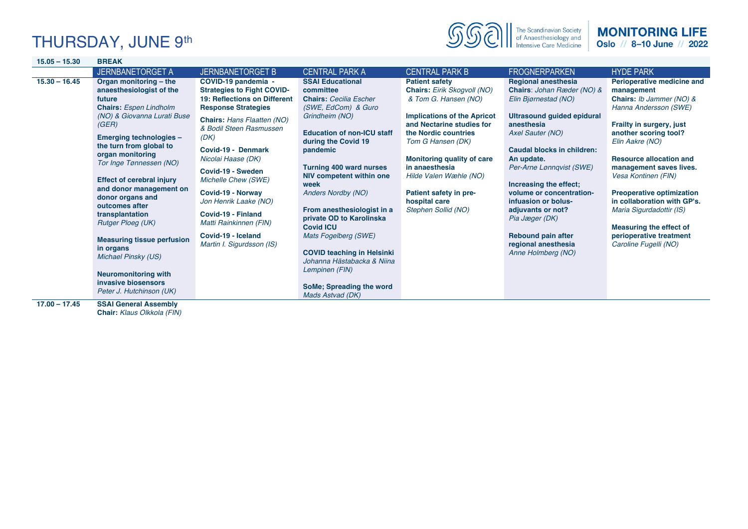# THURSDAY, JUNE 9th

| | | | | | | |
|---|---|---|---|---|---|---|
| **15.05 – 15.30** | **BREAK** | | | | | |
| | JERNBANETORGET A | JERNBANETORGET B | CENTRAL PARK A | CENTRAL PARK B | FROGNERPARKEN | HYDE PARK |
| **15.30 – 16.45** | **Organ monitoring – the anaesthesiologist of the future**<br>**Chairs:** *Espen Lindholm (NO) & Giovanna Lurati Buse (GER)*<br><br>**Emerging technologies – the turn from global to organ monitoring**<br>*Tor Inge Tønnessen (NO)*<br><br>**Effect of cerebral injury and donor management on donor organs and outcomes after transplantation**<br>*Rutger Ploeg (UK)*<br><br>**Measuring tissue perfusion in organs**<br>*Michael Pinsky (US)*<br><br>**Neuromonitoring with invasive biosensors**<br>*Peter J. Hutchinson (UK)* | **COVID-19 pandemia - Strategies to Fight COVID-19: Reflections on Different Response Strategies**<br>**Chairs:** *Hans Flaatten (NO) & Bodil Steen Rasmussen (DK)*<br><br>**Covid-19 - Denmark**<br>*Nicolai Haase (DK)*<br><br>**Covid-19 - Sweden**<br>*Michelle Chew (SWE)*<br><br>**Covid-19 - Norway**<br>*Jon Henrik Laake (NO)*<br><br>**Covid-19 - Finland**<br>*Matti Rainkinnen (FIN)*<br><br>**Covid-19 - Iceland**<br>*Martin I. Sigurdsson (IS)* | **SSAI Educational committee**<br>**Chairs:** *Cecilia Escher (SWE, EdCom) & Guro Grindheim (NO)*<br><br>**Education of non-ICU staff during the Covid 19 pandemic**<br><br>**Turning 400 ward nurses NIV competent within one week**<br>*Anders Nordby (NO)*<br><br>**From anesthesiologist in a private OD to Karolinska Covid ICU**<br>*Mats Fogelberg (SWE)*<br><br>**COVID teaching in Helsinki**<br>*Johanna Hästabacka & Niina Lempinen (FIN)*<br><br>**SoMe; Spreading the word**<br>*Mads Astvad (DK)* | **Patient safety**<br>**Chairs:** *Eirik Skogvoll (NO) & Tom G. Hansen (NO)*<br><br>**Implications of the Apricot and Nectarine studies for the Nordic countries**<br>*Tom G Hansen (DK)*<br><br>**Monitoring quality of care in anaesthesia**<br>*Hilde Valen Wæhle (NO)*<br><br>**Patient safety in pre-hospital care**<br>*Stephen Sollid (NO)* | **Regional anesthesia**<br>**Chairs**: *Johan Ræder (NO) & Elin Bjørnestad (NO)*<br><br>**Ultrasound guided epidural anesthesia**<br>*Axel Sauter (NO)*<br><br>**Caudal blocks in children: An update.**<br>*Per-Arne Lønnqvist (SWE)*<br><br>**Increasing the effect; volume or concentration-infuasion or bolus-adjuvants or not?**<br>*Pia Jæger (DK)*<br><br>**Rebound pain after regional anesthesia**<br>*Anne Holmberg (NO)* | **Perioperative medicine and management**<br>**Chairs:** *Ib Jammer (NO) & Hanna Andersson (SWE)*<br><br>**Frailty in surgery, just another scoring tool?**<br>*Elin Aakre (NO)*<br><br>**Resource allocation and management saves lives.**<br>*Vesa Kontinen (FIN)*<br><br>**Preoperative optimization in collaboration with GP's.**<br>*Maria Sigurdadottir (IS)*<br><br>**Measuring the effect of perioperative treatment**<br>*Caroline Fugelli (NO)* |
| **17.00 – 17.45** | **SSAI General Assembly**<br>**Chair:** *Klaus Olkkola (FIN)* | | | | | |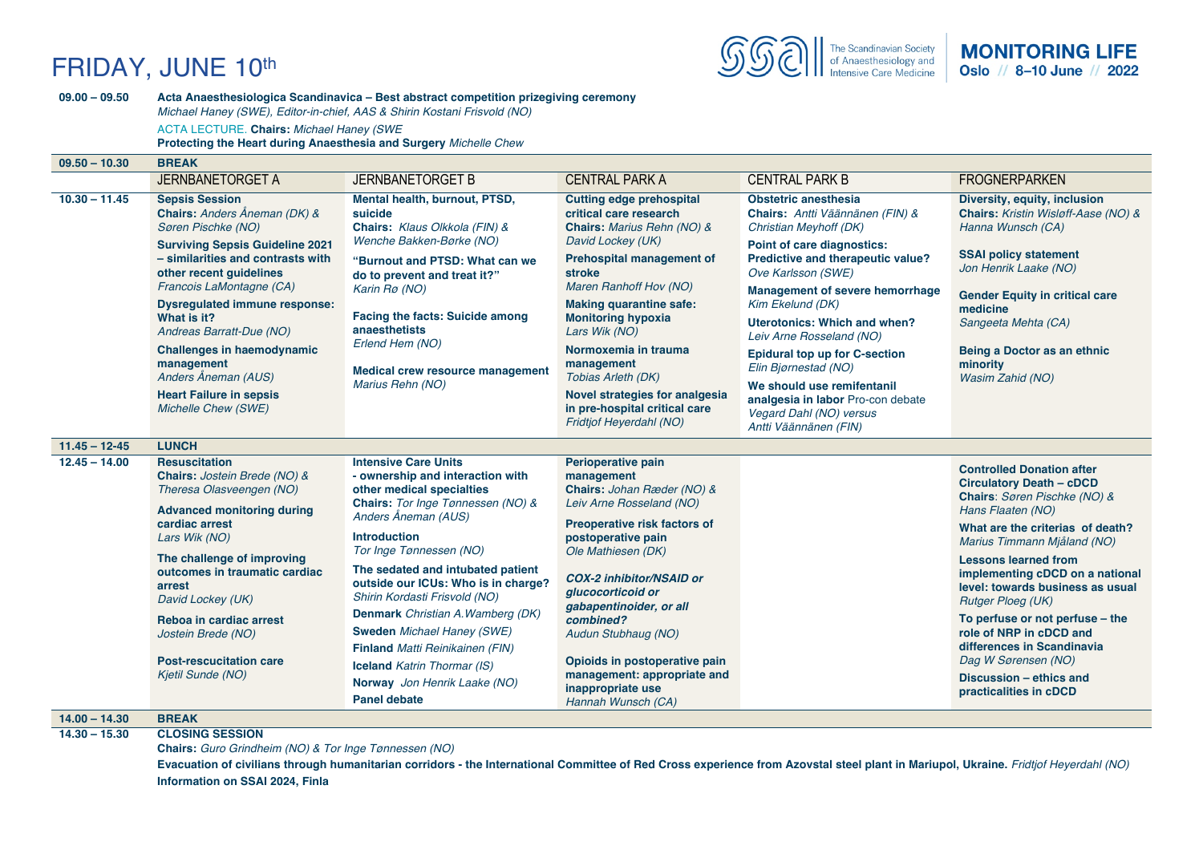# FRIDAY, JUNE 10th

The Scandinavian Society of Anaesthesiology and Intensive Care Medicine

**MONITORING LIFE**
**Oslo // 8–10 June // 2022**

**09.00 – 09.50** **Acta Anaesthesiologica Scandinavica – Best abstract competition prizegiving ceremony**
*Michael Haney (SWE), Editor-in-chief, AAS & Shirin Kostani Frisvold (NO)*

ACTA LECTURE. **Chairs:** *Michael Haney (SWE*

**Protecting the Heart during Anaesthesia and Surgery** *Michelle Chew*

| | | | | | |
|---|---|---|---|---|---|
| **09.50 – 10.30** | **BREAK** | | | | |
| | JERNBANETORGET A | JERNBANETORGET B | CENTRAL PARK A | CENTRAL PARK B | FROGNERPARKEN |
| **10.30 – 11.45** | **Sepsis Session**<br>**Chairs:** *Anders Åneman (DK) & Søren Pischke (NO)*<br>**Surviving Sepsis Guideline 2021 – similarities and contrasts with other recent guidelines**<br>*Francois LaMontagne (CA)*<br>**Dysregulated immune response: What is it?**<br>*Andreas Barratt-Due (NO)*<br>**Challenges in haemodynamic management**<br>*Anders Åneman (AUS)*<br>**Heart Failure in sepsis**<br>*Michelle Chew (SWE)* | **Mental health, burnout, PTSD, suicide**<br>**Chairs:** *Klaus Olkkola (FIN) & Wenche Bakken-Børke (NO)*<br>**"Burnout and PTSD: What can we do to prevent and treat it?"**<br>*Karin Rø (NO)*<br>**Facing the facts: Suicide among anaesthetists**<br>*Erlend Hem (NO)*<br>**Medical crew resource management**<br>*Marius Rehn (NO)* | **Cutting edge prehospital critical care research**<br>**Chairs:** *Marius Rehn (NO) & David Lockey (UK)*<br>**Prehospital management of stroke**<br>*Maren Ranhoff Hov (NO)*<br>**Making quarantine safe: Monitoring hypoxia**<br>*Lars Wik (NO)*<br>**Normoxemia in trauma management**<br>*Tobias Arleth (DK)*<br>**Novel strategies for analgesia in pre-hospital critical care**<br>*Fridtjof Heyerdahl (NO)* | **Obstetric anesthesia**<br>**Chairs:** *Antti Väännänen (FIN) & Christian Meyhoff (DK)*<br>**Point of care diagnostics: Predictive and therapeutic value?**<br>*Ove Karlsson (SWE)*<br>**Management of severe hemorrhage**<br>*Kim Ekelund (DK)*<br>**Uterotonics: Which and when?**<br>*Leiv Arne Rosseland (NO)*<br>**Epidural top up for C-section**<br>*Elin Bjørnestad (NO)*<br>**We should use remifentanil analgesia in labor** Pro-con debate<br>*Vegard Dahl (NO) versus Antti Väännänen (FIN)* | **Diversity, equity, inclusion**<br>**Chairs:** *Kristin Wisløff-Aase (NO) & Hanna Wunsch (CA)*<br>**SSAI policy statement**<br>*Jon Henrik Laake (NO)*<br>**Gender Equity in critical care medicine**<br>*Sangeeta Mehta (CA)*<br>**Being a Doctor as an ethnic minority**<br>*Wasim Zahid (NO)* |
| **11.45 – 12-45** | **LUNCH** | | | | |
| **12.45 – 14.00** | **Resuscitation**<br>**Chairs:** *Jostein Brede (NO) & Theresa Olasveengen (NO)*<br>**Advanced monitoring during cardiac arrest**<br>*Lars Wik (NO)*<br>**The challenge of improving outcomes in traumatic cardiac arrest**<br>*David Lockey (UK)*<br>**Reboa in cardiac arrest**<br>*Jostein Brede (NO)*<br>**Post-rescucitation care**<br>*Kjetil Sunde (NO)* | **Intensive Care Units - ownership and interaction with other medical specialties**<br>**Chairs:** *Tor Inge Tønnessen (NO) & Anders Åneman (AUS)*<br>**Introduction**<br>*Tor Inge Tønnessen (NO)*<br>**The sedated and intubated patient outside our ICUs: Who is in charge?**<br>*Shirin Kordasti Frisvold (NO)*<br>**Denmark** *Christian A.Wamberg (DK)*<br>**Sweden** *Michael Haney (SWE)*<br>**Finland** *Matti Reinikainen (FIN)*<br>**Iceland** *Katrin Thormar (IS)*<br>**Norway** *Jon Henrik Laake (NO)*<br>**Panel debate** | **Perioperative pain management**<br>**Chairs:** *Johan Ræder (NO) & Leiv Arne Rosseland (NO)*<br>**Preoperative risk factors of postoperative pain**<br>*Ole Mathiesen (DK)*<br>***COX-2 inhibitor/NSAID or glucocorticoid or gabapentinoider, or all combined?***<br>*Audun Stubhaug (NO)*<br>**Opioids in postoperative pain management: appropriate and inappropriate use**<br>*Hannah Wunsch (CA)* | | **Controlled Donation after Circulatory Death – cDCD**<br>**Chairs**: *Søren Pischke (NO) & Hans Flaaten (NO)*<br>**What are the criterias of death?**<br>*Marius Timmann Mjåland (NO)*<br>**Lessons learned from implementing cDCD on a national level: towards business as usual**<br>*Rutger Ploeg (UK)*<br>**To perfuse or not perfuse – the role of NRP in cDCD and differences in Scandinavia**<br>*Dag W Sørensen (NO)*<br>**Discussion – ethics and practicalities in cDCD** |
| **14.00 – 14.30** | **BREAK** | | | | |

**14.30 – 15.30** **CLOSING SESSION**

**Chairs:** *Guro Grindheim (NO) & Tor Inge Tønnessen (NO)*

**Evacuation of civilians through humanitarian corridors - the International Committee of Red Cross experience from Azovstal steel plant in Mariupol, Ukraine.** *Fridtjof Heyerdahl (NO)*

**Information on SSAI 2024, Finla**